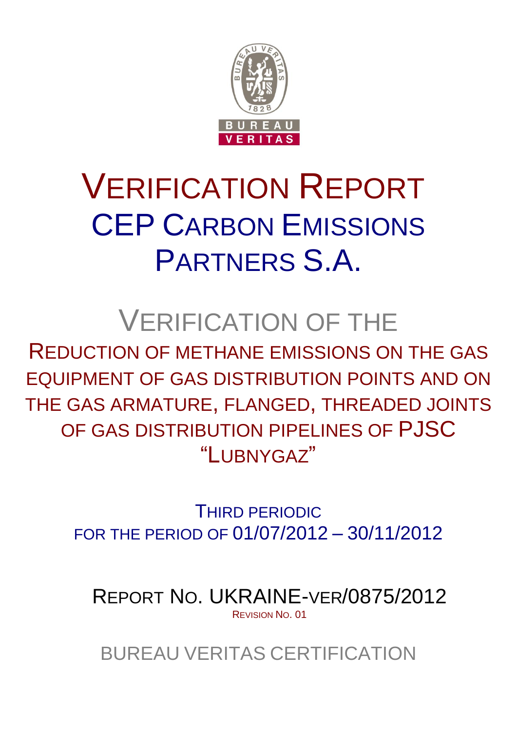# VERIFICATION REPORT

# CEP CARBON EMISSIONS PARTNERS S.A.

## VERIFICATION OF THE

## REDUCTION OF METHANE EMISSIONS ON THE GAS EQUIPMENT OF GAS DISTRIBUTION POINTS AND ON THE GAS ARMATURE, FLANGED, THREADED JOINTS OF GAS DISTRIBUTION PIPELINES OF PJSC "LUBNYGAZ"

THIRD PERIODIC
FOR THE PERIOD OF 01/07/2012 – 30/11/2012

REPORT NO. UKRAINE-VER/0875/2012
REVISION NO. 01

BUREAU VERITAS CERTIFICATION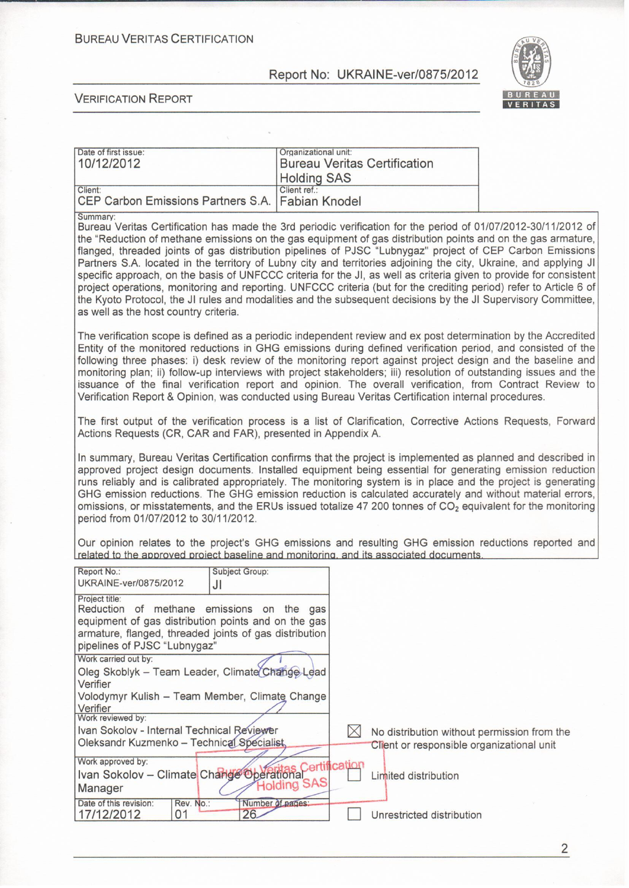| Date of first issue: 10/12/2012 | Organizational unit: Bureau Veritas Certification Holding SAS |
|---|---|
| Client: CEP Carbon Emissions Partners S.A. | Client ref.: Fabian Knodel |

Summary:

Bureau Veritas Certification has made the 3rd periodic verification for the period of 01/07/2012-30/11/2012 of the "Reduction of methane emissions on the gas equipment of gas distribution points and on the gas armature, flanged, threaded joints of gas distribution pipelines of PJSC "Lubnygaz" project of CEP Carbon Emissions Partners S.A. located in the territory of Lubny city and territories adjoining the city, Ukraine, and applying JI specific approach, on the basis of UNFCCC criteria for the JI, as well as criteria given to provide for consistent project operations, monitoring and reporting. UNFCCC criteria (but for the crediting period) refer to Article 6 of the Kyoto Protocol, the JI rules and modalities and the subsequent decisions by the JI Supervisory Committee, as well as the host country criteria.

The verification scope is defined as a periodic independent review and ex post determination by the Accredited Entity of the monitored reductions in GHG emissions during defined verification period, and consisted of the following three phases: i) desk review of the monitoring report against project design and the baseline and monitoring plan; ii) follow-up interviews with project stakeholders; iii) resolution of outstanding issues and the issuance of the final verification report and opinion. The overall verification, from Contract Review to Verification Report & Opinion, was conducted using Bureau Veritas Certification internal procedures.

The first output of the verification process is a list of Clarification, Corrective Actions Requests, Forward Actions Requests (CR, CAR and FAR), presented in Appendix A.

In summary, Bureau Veritas Certification confirms that the project is implemented as planned and described in approved project design documents. Installed equipment being essential for generating emission reduction runs reliably and is calibrated appropriately. The monitoring system is in place and the project is generating GHG emission reductions. The GHG emission reduction is calculated accurately and without material errors, omissions, or misstatements, and the ERUs issued totalize 47 200 tonnes of $CO_2$ equivalent for the monitoring period from 01/07/2012 to 30/11/2012.

Our opinion relates to the project's GHG emissions and resulting GHG emission reductions reported and related to the approved project baseline and monitoring, and its associated documents.

| Report No.: UKRAINE-ver/0875/2012 | Subject Group: JI | |
|---|---|---|
| Project title: Reduction of methane emissions on the gas equipment of gas distribution points and on the gas armature, flanged, threaded joints of gas distribution pipelines of PJSC "Lubnygaz" | | |
| Work carried out by: Oleg Skoblyk – Team Leader, Climate Change Lead Verifier; Volodymyr Kulish – Team Member, Climate Change Verifier | | |
| Work reviewed by: Ivan Sokolov - Internal Technical Reviewer; Oleksandr Kuzmenko – Technical Specialist | | |
| Work approved by: Ivan Sokolov – Climate Change Operational Manager | | |
| Date of this revision: 17/12/2012 | Rev. No.: 01 | Number of pages: 26 |

- ☒ No distribution without permission from the Client or responsible organizational unit
- ☐ Limited distribution
- ☐ Unrestricted distribution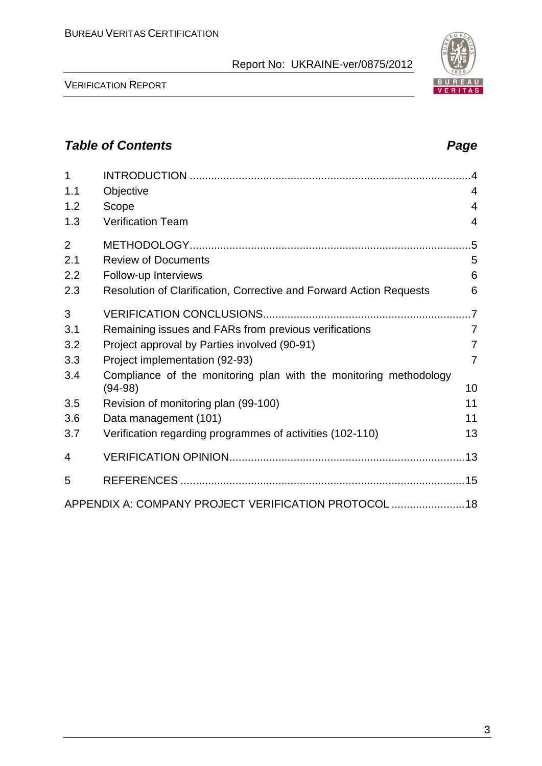## *Table of Contents* *Page*

| | | |
|---|---|---|
| 1 | INTRODUCTION | 4 |
| 1.1 | Objective | 4 |
| 1.2 | Scope | 4 |
| 1.3 | Verification Team | 4 |
| 2 | METHODOLOGY | 5 |
| 2.1 | Review of Documents | 5 |
| 2.2 | Follow-up Interviews | 6 |
| 2.3 | Resolution of Clarification, Corrective and Forward Action Requests | 6 |
| 3 | VERIFICATION CONCLUSIONS | 7 |
| 3.1 | Remaining issues and FARs from previous verifications | 7 |
| 3.2 | Project approval by Parties involved (90-91) | 7 |
| 3.3 | Project implementation (92-93) | 7 |
| 3.4 | Compliance of the monitoring plan with the monitoring methodology (94-98) | 10 |
| 3.5 | Revision of monitoring plan (99-100) | 11 |
| 3.6 | Data management (101) | 11 |
| 3.7 | Verification regarding programmes of activities (102-110) | 13 |
| 4 | VERIFICATION OPINION | 13 |
| 5 | REFERENCES | 15 |
| | APPENDIX A: COMPANY PROJECT VERIFICATION PROTOCOL | 18 |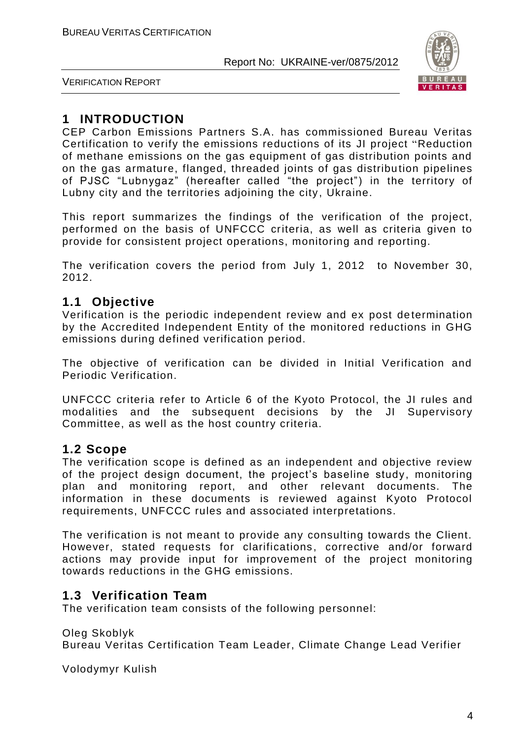# 1 INTRODUCTION

CEP Carbon Emissions Partners S.A. has commissioned Bureau Veritas Certification to verify the emissions reductions of its JI project "Reduction of methane emissions on the gas equipment of gas distribution points and on the gas armature, flanged, threaded joints of gas distribution pipelines of PJSC "Lubnygaz" (hereafter called "the project") in the territory of Lubny city and the territories adjoining the city, Ukraine.

This report summarizes the findings of the verification of the project, performed on the basis of UNFCCC criteria, as well as criteria given to provide for consistent project operations, monitoring and reporting.

The verification covers the period from July 1, 2012 to November 30, 2012.

## 1.1 Objective

Verification is the periodic independent review and ex post determination by the Accredited Independent Entity of the monitored reductions in GHG emissions during defined verification period.

The objective of verification can be divided in Initial Verification and Periodic Verification.

UNFCCC criteria refer to Article 6 of the Kyoto Protocol, the JI rules and modalities and the subsequent decisions by the JI Supervisory Committee, as well as the host country criteria.

## 1.2 Scope

The verification scope is defined as an independent and objective review of the project design document, the project's baseline study, monitoring plan and monitoring report, and other relevant documents. The information in these documents is reviewed against Kyoto Protocol requirements, UNFCCC rules and associated interpretations.

The verification is not meant to provide any consulting towards the Client. However, stated requests for clarifications, corrective and/or forward actions may provide input for improvement of the project monitoring towards reductions in the GHG emissions.

## 1.3 Verification Team

The verification team consists of the following personnel:

Oleg Skoblyk
Bureau Veritas Certification Team Leader, Climate Change Lead Verifier

Volodymyr Kulish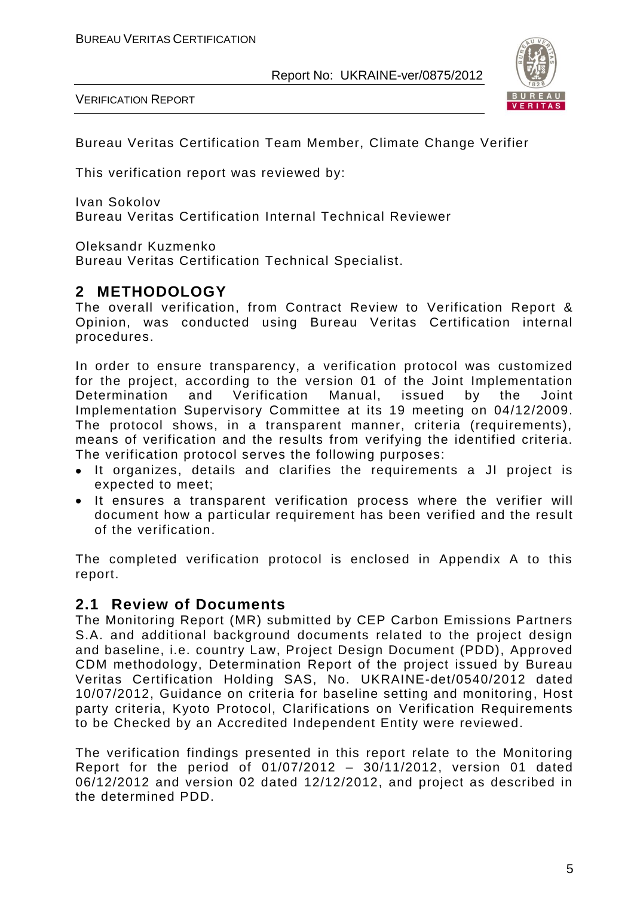Bureau Veritas Certification Team Member, Climate Change Verifier

This verification report was reviewed by:

Ivan Sokolov
Bureau Veritas Certification Internal Technical Reviewer

Oleksandr Kuzmenko
Bureau Veritas Certification Technical Specialist.

## 2 METHODOLOGY

The overall verification, from Contract Review to Verification Report & Opinion, was conducted using Bureau Veritas Certification internal procedures.

In order to ensure transparency, a verification protocol was customized for the project, according to the version 01 of the Joint Implementation Determination and Verification Manual, issued by the Joint Implementation Supervisory Committee at its 19 meeting on 04/12/2009. The protocol shows, in a transparent manner, criteria (requirements), means of verification and the results from verifying the identified criteria. The verification protocol serves the following purposes:

- It organizes, details and clarifies the requirements a JI project is expected to meet;
- It ensures a transparent verification process where the verifier will document how a particular requirement has been verified and the result of the verification.

The completed verification protocol is enclosed in Appendix A to this report.

### 2.1 Review of Documents

The Monitoring Report (MR) submitted by CEP Carbon Emissions Partners S.A. and additional background documents related to the project design and baseline, i.e. country Law, Project Design Document (PDD), Approved CDM methodology, Determination Report of the project issued by Bureau Veritas Certification Holding SAS, No. UKRAINE-det/0540/2012 dated 10/07/2012, Guidance on criteria for baseline setting and monitoring, Host party criteria, Kyoto Protocol, Clarifications on Verification Requirements to be Checked by an Accredited Independent Entity were reviewed.

The verification findings presented in this report relate to the Monitoring Report for the period of 01/07/2012 – 30/11/2012, version 01 dated 06/12/2012 and version 02 dated 12/12/2012, and project as described in the determined PDD.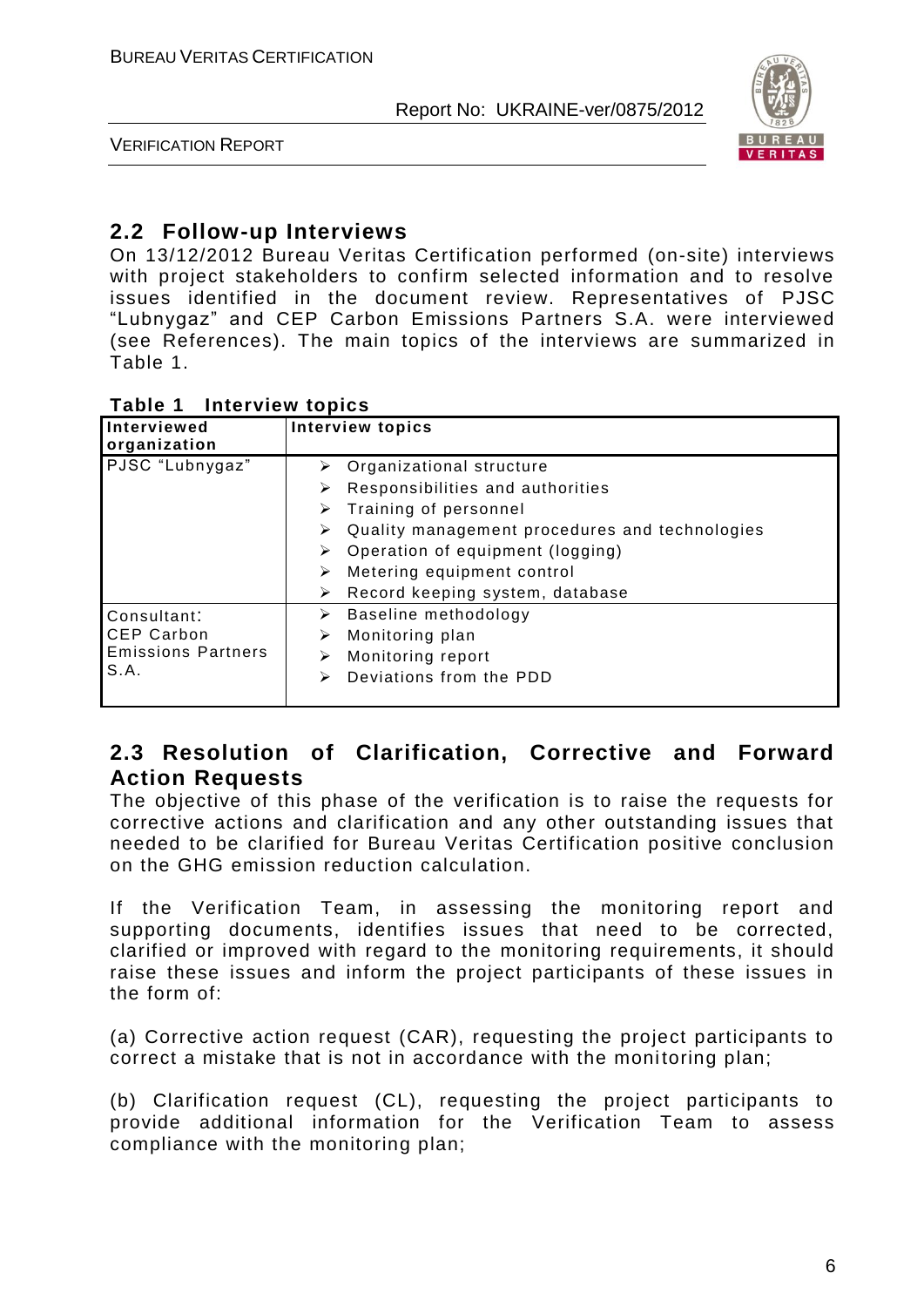## 2.2 Follow-up Interviews

On 13/12/2012 Bureau Veritas Certification performed (on-site) interviews with project stakeholders to confirm selected information and to resolve issues identified in the document review. Representatives of PJSC "Lubnygaz" and CEP Carbon Emissions Partners S.A. were interviewed (see References). The main topics of the interviews are summarized in Table 1.

**Table 1 Interview topics**

| Interviewed organization | Interview topics |
|---|---|
| PJSC "Lubnygaz" | ➢ Organizational structure<br>➢ Responsibilities and authorities<br>➢ Training of personnel<br>➢ Quality management procedures and technologies<br>➢ Operation of equipment (logging)<br>➢ Metering equipment control<br>➢ Record keeping system, database |
| Consultant: CEP Carbon Emissions Partners S.A. | ➢ Baseline methodology<br>➢ Monitoring plan<br>➢ Monitoring report<br>➢ Deviations from the PDD |

## 2.3 Resolution of Clarification, Corrective and Forward Action Requests

The objective of this phase of the verification is to raise the requests for corrective actions and clarification and any other outstanding issues that needed to be clarified for Bureau Veritas Certification positive conclusion on the GHG emission reduction calculation.

If the Verification Team, in assessing the monitoring report and supporting documents, identifies issues that need to be corrected, clarified or improved with regard to the monitoring requirements, it should raise these issues and inform the project participants of these issues in the form of:

(a) Corrective action request (CAR), requesting the project participants to correct a mistake that is not in accordance with the monitoring plan;

(b) Clarification request (CL), requesting the project participants to provide additional information for the Verification Team to assess compliance with the monitoring plan;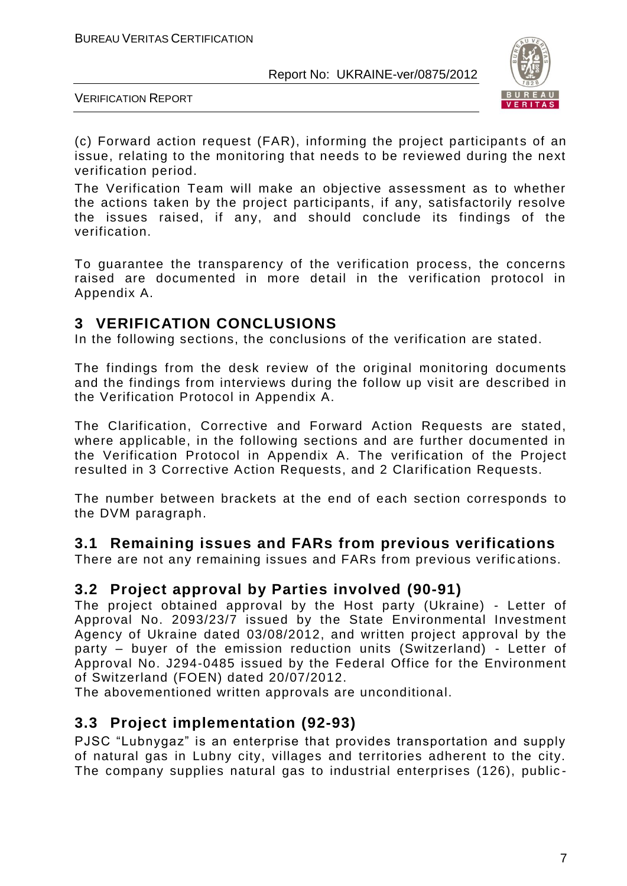(c) Forward action request (FAR), informing the project participants of an issue, relating to the monitoring that needs to be reviewed during the next verification period.

The Verification Team will make an objective assessment as to whether the actions taken by the project participants, if any, satisfactorily resolve the issues raised, if any, and should conclude its findings of the verification.

To guarantee the transparency of the verification process, the concerns raised are documented in more detail in the verification protocol in Appendix A.

# 3 VERIFICATION CONCLUSIONS

In the following sections, the conclusions of the verification are stated.

The findings from the desk review of the original monitoring documents and the findings from interviews during the follow up visit are described in the Verification Protocol in Appendix A.

The Clarification, Corrective and Forward Action Requests are stated, where applicable, in the following sections and are further documented in the Verification Protocol in Appendix A. The verification of the Project resulted in 3 Corrective Action Requests, and 2 Clarification Requests.

The number between brackets at the end of each section corresponds to the DVM paragraph.

## 3.1 Remaining issues and FARs from previous verifications

There are not any remaining issues and FARs from previous verifications.

## 3.2 Project approval by Parties involved (90-91)

The project obtained approval by the Host party (Ukraine) - Letter of Approval No. 2093/23/7 issued by the State Environmental Investment Agency of Ukraine dated 03/08/2012, and written project approval by the party – buyer of the emission reduction units (Switzerland) - Letter of Approval No. J294-0485 issued by the Federal Office for the Environment of Switzerland (FOEN) dated 20/07/2012.

The abovementioned written approvals are unconditional.

## 3.3 Project implementation (92-93)

PJSC "Lubnygaz" is an enterprise that provides transportation and supply of natural gas in Lubny city, villages and territories adherent to the city. The company supplies natural gas to industrial enterprises (126), public-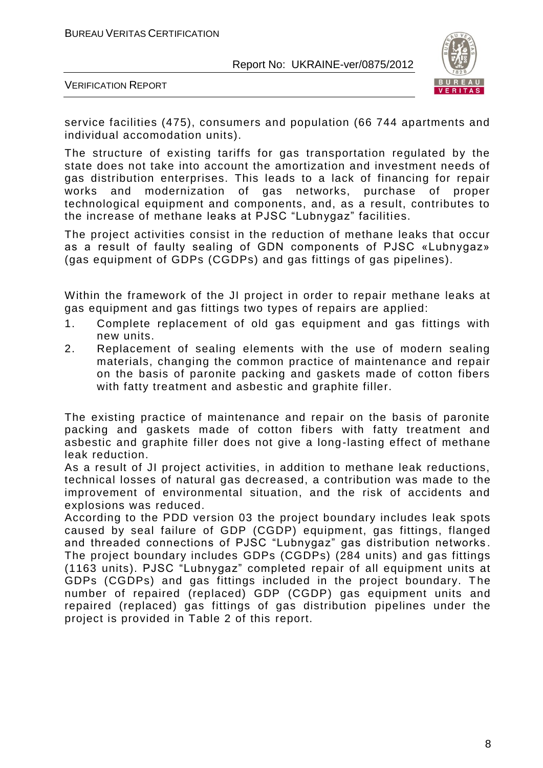service facilities (475), consumers and population (66 744 apartments and individual accomodation units).

The structure of existing tariffs for gas transportation regulated by the state does not take into account the amortization and investment needs of gas distribution enterprises. This leads to a lack of financing for repair works and modernization of gas networks, purchase of proper technological equipment and components, and, as a result, contributes to the increase of methane leaks at PJSC "Lubnygaz" facilities.

The project activities consist in the reduction of methane leaks that occur as a result of faulty sealing of GDN components of PJSC «Lubnygaz» (gas equipment of GDPs (CGDPs) and gas fittings of gas pipelines).

Within the framework of the JI project in order to repair methane leaks at gas equipment and gas fittings two types of repairs are applied:

1. Complete replacement of old gas equipment and gas fittings with new units.
2. Replacement of sealing elements with the use of modern sealing materials, changing the common practice of maintenance and repair on the basis of paronite packing and gaskets made of cotton fibers with fatty treatment and asbestic and graphite filler.

The existing practice of maintenance and repair on the basis of paronite packing and gaskets made of cotton fibers with fatty treatment and asbestic and graphite filler does not give a long-lasting effect of methane leak reduction.

As a result of JI project activities, in addition to methane leak reductions, technical losses of natural gas decreased, a contribution was made to the improvement of environmental situation, and the risk of accidents and explosions was reduced.

According to the PDD version 03 the project boundary includes leak spots caused by seal failure of GDP (CGDP) equipment, gas fittings, flanged and threaded connections of PJSC "Lubnygaz" gas distribution networks. The project boundary includes GDPs (CGDPs) (284 units) and gas fittings (1163 units). PJSC "Lubnygaz" completed repair of all equipment units at GDPs (CGDPs) and gas fittings included in the project boundary. The number of repaired (replaced) GDP (CGDP) gas equipment units and repaired (replaced) gas fittings of gas distribution pipelines under the project is provided in Table 2 of this report.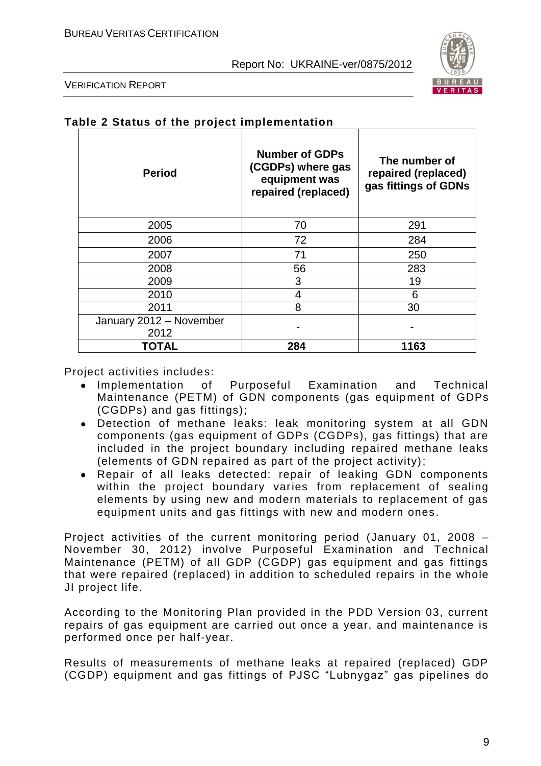**Table 2 Status of the project implementation**

| Period | Number of GDPs (CGDPs) where gas equipment was repaired (replaced) | The number of repaired (replaced) gas fittings of GDNs |
|---|---|---|
| 2005 | 70 | 291 |
| 2006 | 72 | 284 |
| 2007 | 71 | 250 |
| 2008 | 56 | 283 |
| 2009 | 3 | 19 |
| 2010 | 4 | 6 |
| 2011 | 8 | 30 |
| January 2012 – November 2012 | - | - |
| **TOTAL** | **284** | **1163** |

Project activities includes:

- Implementation of Purposeful Examination and Technical Maintenance (PETM) of GDN components (gas equipment of GDPs (CGDPs) and gas fittings);
- Detection of methane leaks: leak monitoring system at all GDN components (gas equipment of GDPs (CGDPs), gas fittings) that are included in the project boundary including repaired methane leaks (elements of GDN repaired as part of the project activity);
- Repair of all leaks detected: repair of leaking GDN components within the project boundary varies from replacement of sealing elements by using new and modern materials to replacement of gas equipment units and gas fittings with new and modern ones.

Project activities of the current monitoring period (January 01, 2008 – November 30, 2012) involve Purposeful Examination and Technical Maintenance (PETM) of all GDP (CGDP) gas equipment and gas fittings that were repaired (replaced) in addition to scheduled repairs in the whole JI project life.

According to the Monitoring Plan provided in the PDD Version 03, current repairs of gas equipment are carried out once a year, and maintenance is performed once per half-year.

Results of measurements of methane leaks at repaired (replaced) GDP (CGDP) equipment and gas fittings of PJSC "Lubnygaz" gas pipelines do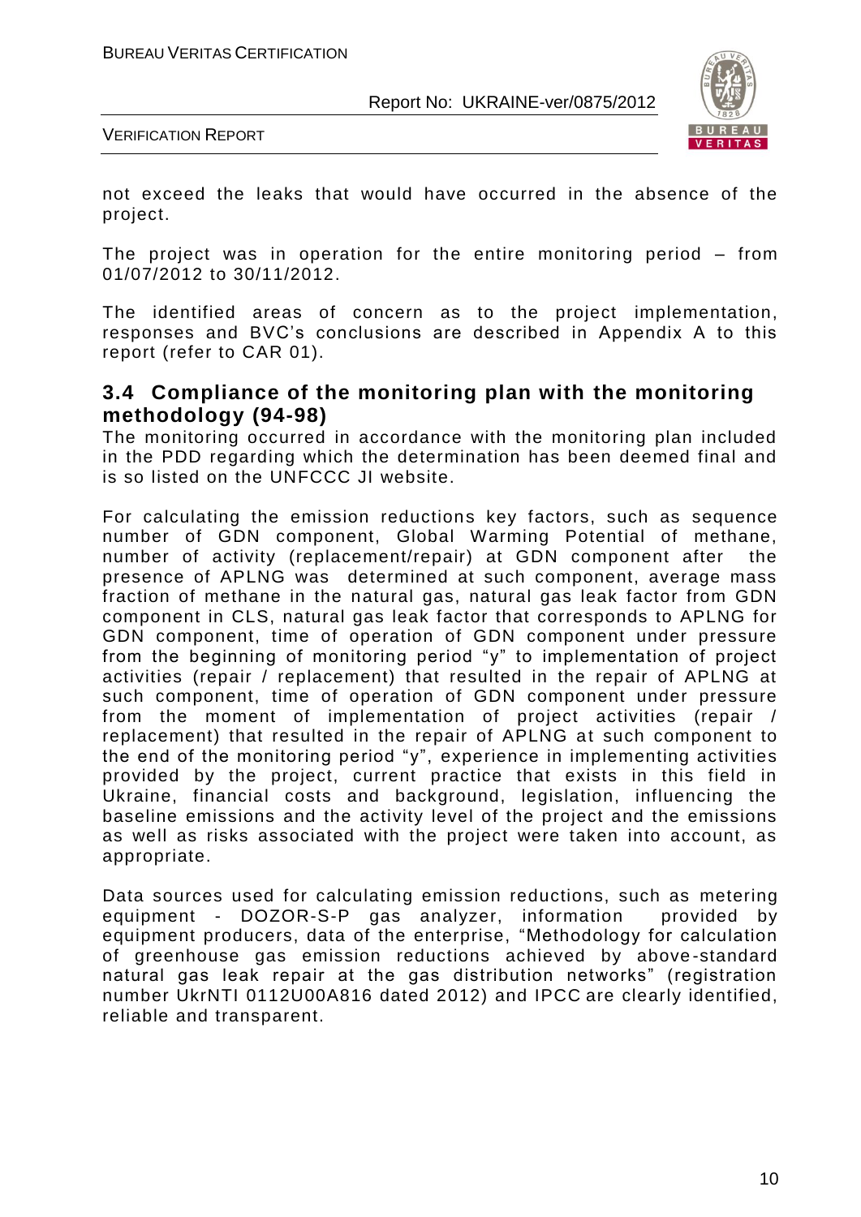not exceed the leaks that would have occurred in the absence of the project.

The project was in operation for the entire monitoring period – from 01/07/2012 to 30/11/2012.

The identified areas of concern as to the project implementation, responses and BVC's conclusions are described in Appendix A to this report (refer to CAR 01).

## 3.4 Compliance of the monitoring plan with the monitoring methodology (94-98)

The monitoring occurred in accordance with the monitoring plan included in the PDD regarding which the determination has been deemed final and is so listed on the UNFCCC JI website.

For calculating the emission reductions key factors, such as sequence number of GDN component, Global Warming Potential of methane, number of activity (replacement/repair) at GDN component after the presence of APLNG was determined at such component, average mass fraction of methane in the natural gas, natural gas leak factor from GDN component in CLS, natural gas leak factor that corresponds to APLNG for GDN component, time of operation of GDN component under pressure from the beginning of monitoring period "y" to implementation of project activities (repair / replacement) that resulted in the repair of APLNG at such component, time of operation of GDN component under pressure from the moment of implementation of project activities (repair / replacement) that resulted in the repair of APLNG at such component to the end of the monitoring period "y", experience in implementing activities provided by the project, current practice that exists in this field in Ukraine, financial costs and background, legislation, influencing the baseline emissions and the activity level of the project and the emissions as well as risks associated with the project were taken into account, as appropriate.

Data sources used for calculating emission reductions, such as metering equipment - DOZOR-S-P gas analyzer, information provided by equipment producers, data of the enterprise, "Methodology for calculation of greenhouse gas emission reductions achieved by above-standard natural gas leak repair at the gas distribution networks" (registration number UkrNTI 0112U00A816 dated 2012) and IPCC are clearly identified, reliable and transparent.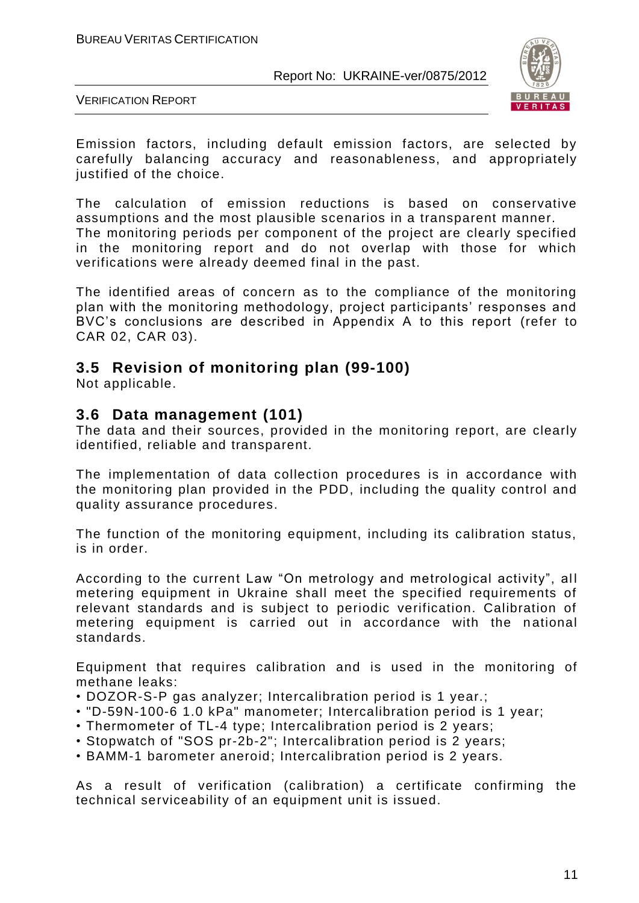Emission factors, including default emission factors, are selected by carefully balancing accuracy and reasonableness, and appropriately justified of the choice.

The calculation of emission reductions is based on conservative assumptions and the most plausible scenarios in a transparent manner.
The monitoring periods per component of the project are clearly specified in the monitoring report and do not overlap with those for which verifications were already deemed final in the past.

The identified areas of concern as to the compliance of the monitoring plan with the monitoring methodology, project participants' responses and BVC's conclusions are described in Appendix A to this report (refer to CAR 02, CAR 03).

## 3.5 Revision of monitoring plan (99-100)

Not applicable.

## 3.6 Data management (101)

The data and their sources, provided in the monitoring report, are clearly identified, reliable and transparent.

The implementation of data collection procedures is in accordance with the monitoring plan provided in the PDD, including the quality control and quality assurance procedures.

The function of the monitoring equipment, including its calibration status, is in order.

According to the current Law "On metrology and metrological activity", all metering equipment in Ukraine shall meet the specified requirements of relevant standards and is subject to periodic verification. Calibration of metering equipment is carried out in accordance with the national standards.

Equipment that requires calibration and is used in the monitoring of methane leaks:

- DOZOR-S-P gas analyzer; Intercalibration period is 1 year.;
- "D-59N-100-6 1.0 kPa" manometer; Intercalibration period is 1 year;
- Thermometer of TL-4 type; Intercalibration period is 2 years;
- Stopwatch of "SOS pr-2b-2"; Intercalibration period is 2 years;
- BAMM-1 barometer aneroid; Intercalibration period is 2 years.

As a result of verification (calibration) a certificate confirming the technical serviceability of an equipment unit is issued.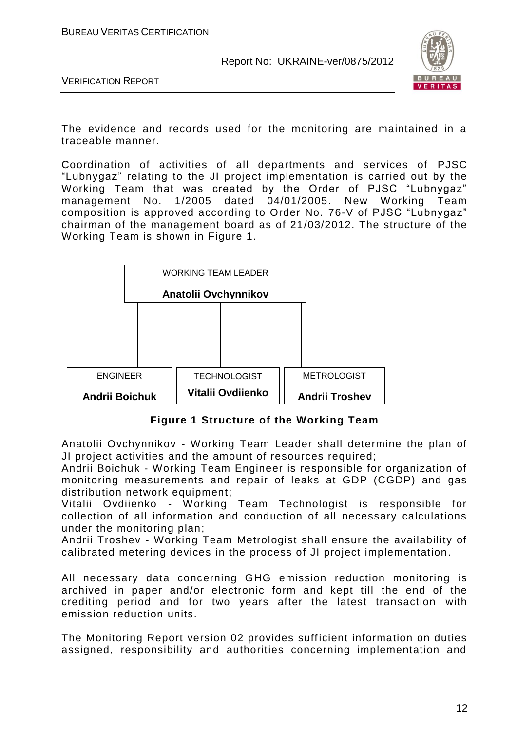The evidence and records used for the monitoring are maintained in a traceable manner.

Coordination of activities of all departments and services of PJSC "Lubnygaz" relating to the JI project implementation is carried out by the Working Team that was created by the Order of PJSC "Lubnygaz" management No. 1/2005 dated 04/01/2005. New Working Team composition is approved according to Order No. 76-V of PJSC "Lubnygaz" chairman of the management board as of 21/03/2012. The structure of the Working Team is shown in Figure 1.

WORKING TEAM LEADER
**Anatolii Ovchynnikov**

| ENGINEER | TECHNOLOGIST | METROLOGIST |
|---|---|---|
| **Andrii Boichuk** | **Vitalii Ovdiienko** | **Andrii Troshev** |

**Figure 1 Structure of the Working Team**

Anatolii Ovchynnikov - Working Team Leader shall determine the plan of JI project activities and the amount of resources required;
Andrii Boichuk - Working Team Engineer is responsible for organization of monitoring measurements and repair of leaks at GDP (CGDP) and gas distribution network equipment;
Vitalii Ovdiienko - Working Team Technologist is responsible for collection of all information and conduction of all necessary calculations under the monitoring plan;
Andrii Troshev - Working Team Metrologist shall ensure the availability of calibrated metering devices in the process of JI project implementation.

All necessary data concerning GHG emission reduction monitoring is archived in paper and/or electronic form and kept till the end of the crediting period and for two years after the latest transaction with emission reduction units.

The Monitoring Report version 02 provides sufficient information on duties assigned, responsibility and authorities concerning implementation and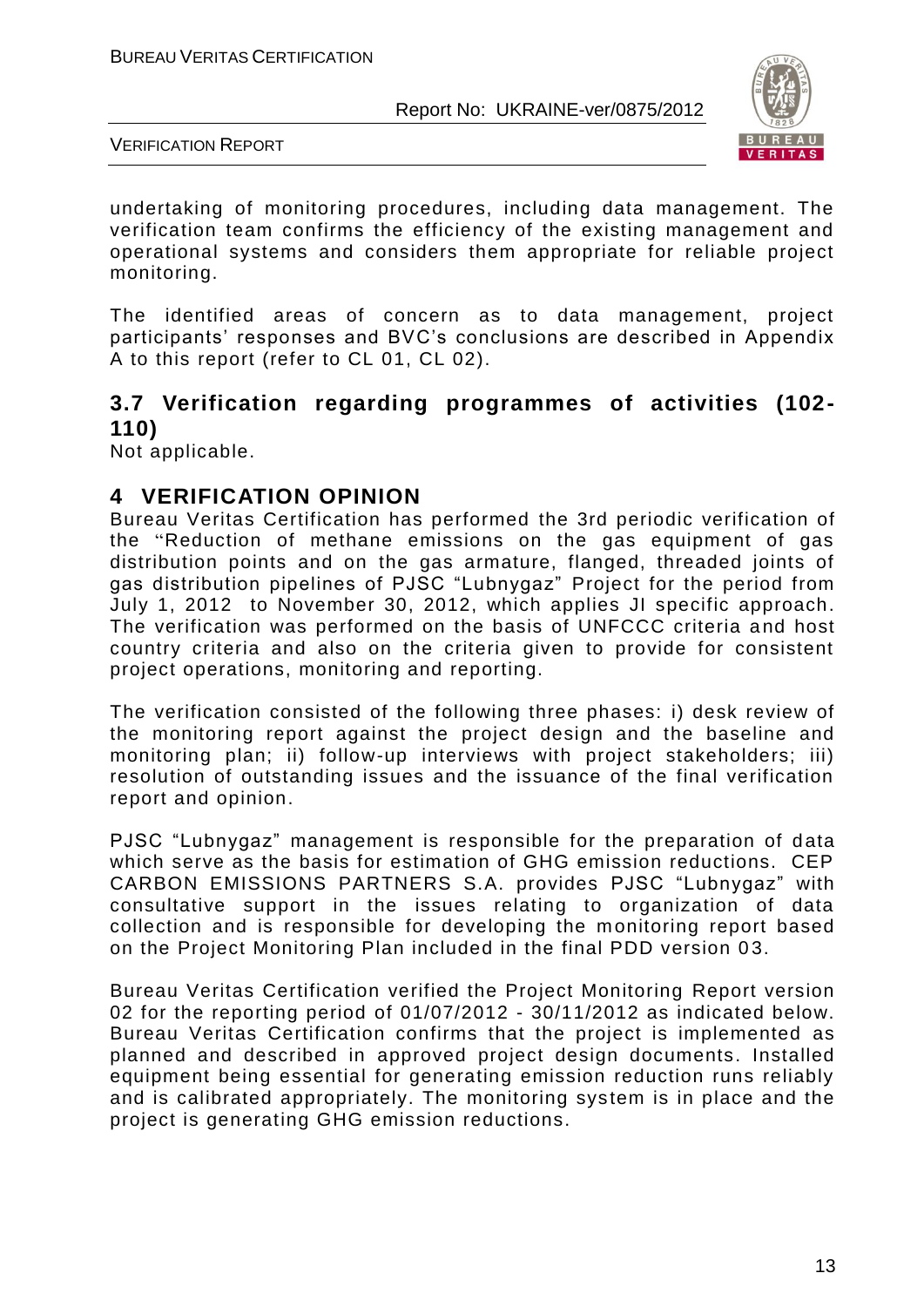undertaking of monitoring procedures, including data management. The verification team confirms the efficiency of the existing management and operational systems and considers them appropriate for reliable project monitoring.

The identified areas of concern as to data management, project participants' responses and BVC's conclusions are described in Appendix A to this report (refer to CL 01, CL 02).

### 3.7 Verification regarding programmes of activities (102-110)

Not applicable.

## 4 VERIFICATION OPINION

Bureau Veritas Certification has performed the 3rd periodic verification of the "Reduction of methane emissions on the gas equipment of gas distribution points and on the gas armature, flanged, threaded joints of gas distribution pipelines of PJSC "Lubnygaz" Project for the period from July 1, 2012 to November 30, 2012, which applies JI specific approach. The verification was performed on the basis of UNFCCC criteria and host country criteria and also on the criteria given to provide for consistent project operations, monitoring and reporting.

The verification consisted of the following three phases: i) desk review of the monitoring report against the project design and the baseline and monitoring plan; ii) follow-up interviews with project stakeholders; iii) resolution of outstanding issues and the issuance of the final verification report and opinion.

PJSC "Lubnygaz" management is responsible for the preparation of data which serve as the basis for estimation of GHG emission reductions. CEP CARBON EMISSIONS PARTNERS S.A. provides PJSC "Lubnygaz" with consultative support in the issues relating to organization of data collection and is responsible for developing the monitoring report based on the Project Monitoring Plan included in the final PDD version 03.

Bureau Veritas Certification verified the Project Monitoring Report version 02 for the reporting period of 01/07/2012 - 30/11/2012 as indicated below. Bureau Veritas Certification confirms that the project is implemented as planned and described in approved project design documents. Installed equipment being essential for generating emission reduction runs reliably and is calibrated appropriately. The monitoring system is in place and the project is generating GHG emission reductions.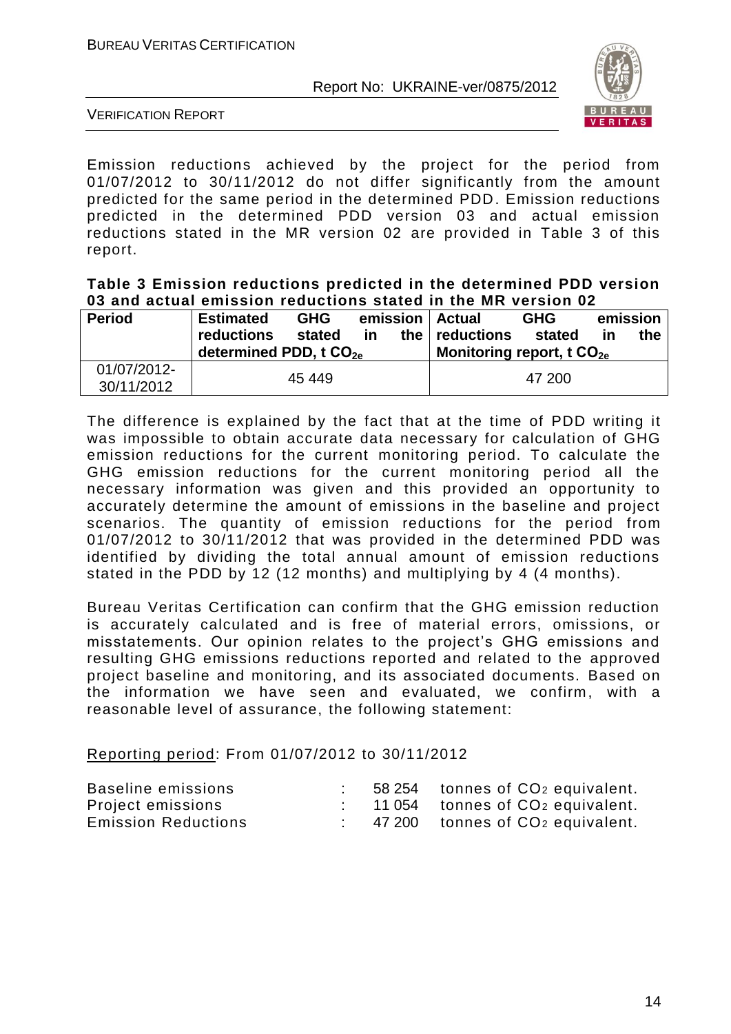Emission reductions achieved by the project for the period from 01/07/2012 to 30/11/2012 do not differ significantly from the amount predicted for the same period in the determined PDD. Emission reductions predicted in the determined PDD version 03 and actual emission reductions stated in the MR version 02 are provided in Table 3 of this report.

**Table 3 Emission reductions predicted in the determined PDD version 03 and actual emission reductions stated in the MR version 02**

| **Period** | **Estimated GHG emission reductions stated in the determined PDD, t $CO_{2e}$** | **Actual GHG emission reductions stated in the Monitoring report, t $CO_{2e}$** |
|---|---|---|
| 01/07/2012-30/11/2012 | 45 449 | 47 200 |

The difference is explained by the fact that at the time of PDD writing it was impossible to obtain accurate data necessary for calculation of GHG emission reductions for the current monitoring period. To calculate the GHG emission reductions for the current monitoring period all the necessary information was given and this provided an opportunity to accurately determine the amount of emissions in the baseline and project scenarios. The quantity of emission reductions for the period from 01/07/2012 to 30/11/2012 that was provided in the determined PDD was identified by dividing the total annual amount of emission reductions stated in the PDD by 12 (12 months) and multiplying by 4 (4 months).

Bureau Veritas Certification can confirm that the GHG emission reduction is accurately calculated and is free of material errors, omissions, or misstatements. Our opinion relates to the project's GHG emissions and resulting GHG emissions reductions reported and related to the approved project baseline and monitoring, and its associated documents. Based on the information we have seen and evaluated, we confirm, with a reasonable level of assurance, the following statement:

Reporting period: From 01/07/2012 to 30/11/2012

| | | | |
|---|---|---|---|
| Baseline emissions | : | 58 254 | tonnes of $CO_2$ equivalent. |
| Project emissions | : | 11 054 | tonnes of $CO_2$ equivalent. |
| Emission Reductions | : | 47 200 | tonnes of $CO_2$ equivalent. |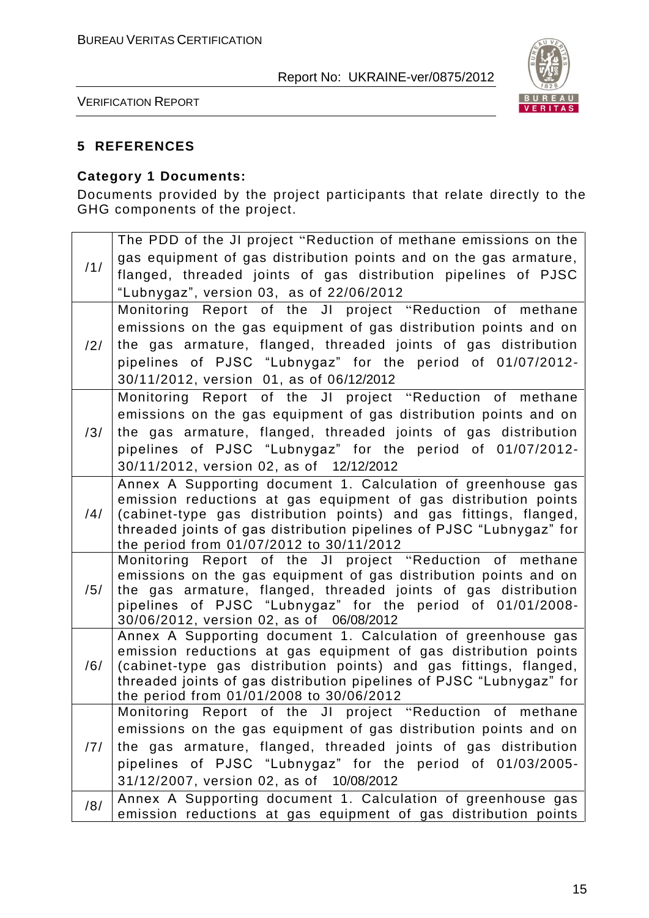## 5 REFERENCES

### Category 1 Documents:

Documents provided by the project participants that relate directly to the GHG components of the project.

| | |
|---|---|
| /1/ | The PDD of the JI project "Reduction of methane emissions on the gas equipment of gas distribution points and on the gas armature, flanged, threaded joints of gas distribution pipelines of PJSC "Lubnygaz", version 03, as of 22/06/2012 |
| /2/ | Monitoring Report of the JI project "Reduction of methane emissions on the gas equipment of gas distribution points and on the gas armature, flanged, threaded joints of gas distribution pipelines of PJSC "Lubnygaz" for the period of 01/07/2012-30/11/2012, version 01, as of 06/12/2012 |
| /3/ | Monitoring Report of the JI project "Reduction of methane emissions on the gas equipment of gas distribution points and on the gas armature, flanged, threaded joints of gas distribution pipelines of PJSC "Lubnygaz" for the period of 01/07/2012-30/11/2012, version 02, as of 12/12/2012 |
| /4/ | Annex A Supporting document 1. Calculation of greenhouse gas emission reductions at gas equipment of gas distribution points (cabinet-type gas distribution points) and gas fittings, flanged, threaded joints of gas distribution pipelines of PJSC "Lubnygaz" for the period from 01/07/2012 to 30/11/2012 |
| /5/ | Monitoring Report of the JI project "Reduction of methane emissions on the gas equipment of gas distribution points and on the gas armature, flanged, threaded joints of gas distribution pipelines of PJSC "Lubnygaz" for the period of 01/01/2008-30/06/2012, version 02, as of 06/08/2012 |
| /6/ | Annex A Supporting document 1. Calculation of greenhouse gas emission reductions at gas equipment of gas distribution points (cabinet-type gas distribution points) and gas fittings, flanged, threaded joints of gas distribution pipelines of PJSC "Lubnygaz" for the period from 01/01/2008 to 30/06/2012 |
| /7/ | Monitoring Report of the JI project "Reduction of methane emissions on the gas equipment of gas distribution points and on the gas armature, flanged, threaded joints of gas distribution pipelines of PJSC "Lubnygaz" for the period of 01/03/2005-31/12/2007, version 02, as of 10/08/2012 |
| /8/ | Annex A Supporting document 1. Calculation of greenhouse gas emission reductions at gas equipment of gas distribution points |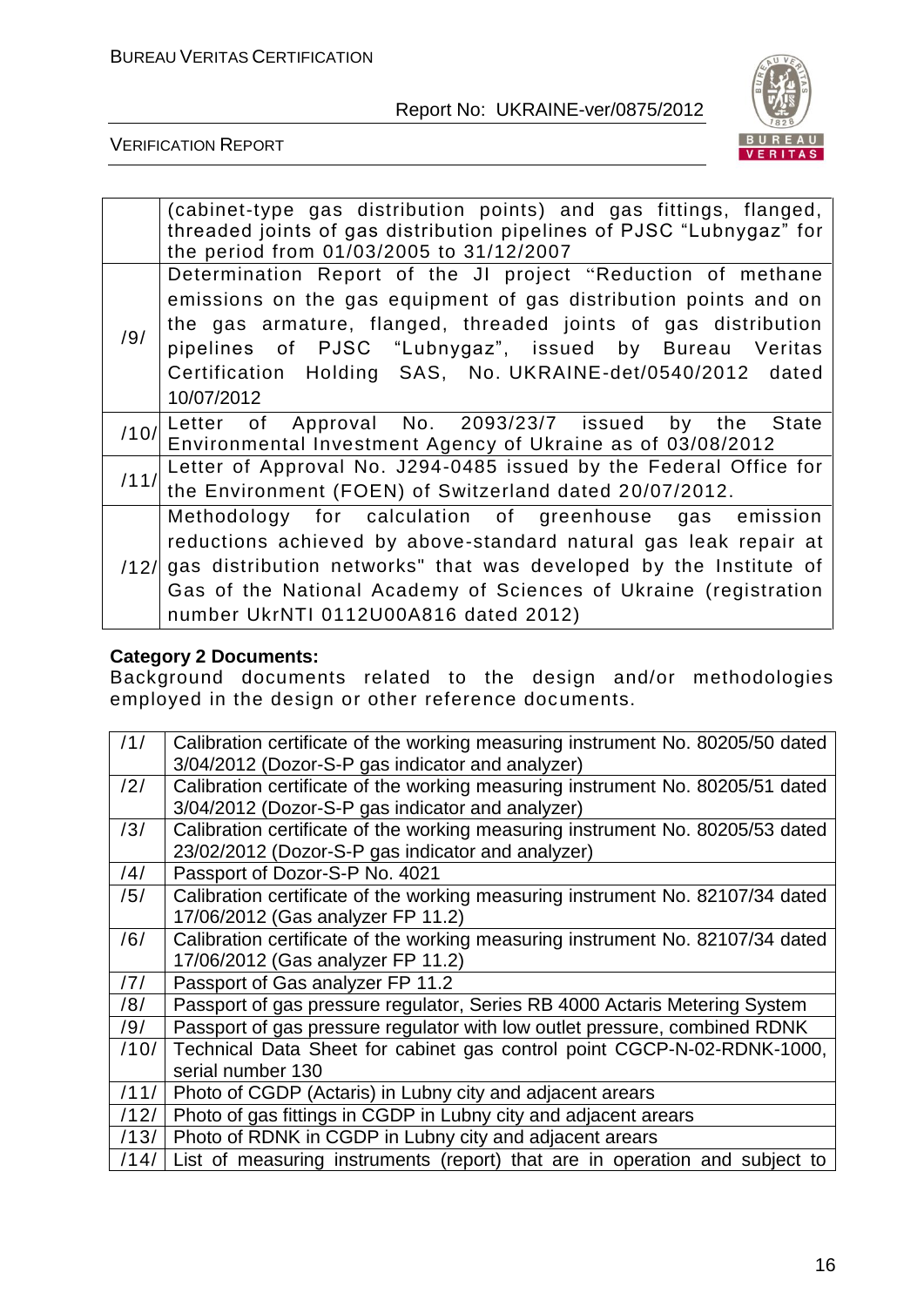| | |
|---|---|
| | (cabinet-type gas distribution points) and gas fittings, flanged, threaded joints of gas distribution pipelines of PJSC "Lubnygaz" for the period from 01/03/2005 to 31/12/2007 |
| /9/ | Determination Report of the JI project "Reduction of methane emissions on the gas equipment of gas distribution points and on the gas armature, flanged, threaded joints of gas distribution pipelines of PJSC "Lubnygaz", issued by Bureau Veritas Certification Holding SAS, No. UKRAINE-det/0540/2012 dated 10/07/2012 |
| /10/ | Letter of Approval No. 2093/23/7 issued by the State Environmental Investment Agency of Ukraine as of 03/08/2012 |
| /11/ | Letter of Approval No. J294-0485 issued by the Federal Office for the Environment (FOEN) of Switzerland dated 20/07/2012. |
| /12/ | Methodology for calculation of greenhouse gas emission reductions achieved by above-standard natural gas leak repair at gas distribution networks" that was developed by the Institute of Gas of the National Academy of Sciences of Ukraine (registration number UkrNTI 0112U00A816 dated 2012) |

**Category 2 Documents:**
Background documents related to the design and/or methodologies employed in the design or other reference documents.

| | |
|---|---|
| /1/ | Calibration certificate of the working measuring instrument No. 80205/50 dated 3/04/2012 (Dozor-S-P gas indicator and analyzer) |
| /2/ | Calibration certificate of the working measuring instrument No. 80205/51 dated 3/04/2012 (Dozor-S-P gas indicator and analyzer) |
| /3/ | Calibration certificate of the working measuring instrument No. 80205/53 dated 23/02/2012 (Dozor-S-P gas indicator and analyzer) |
| /4/ | Passport of Dozor-S-P No. 4021 |
| /5/ | Calibration certificate of the working measuring instrument No. 82107/34 dated 17/06/2012 (Gas analyzer FP 11.2) |
| /6/ | Calibration certificate of the working measuring instrument No. 82107/34 dated 17/06/2012 (Gas analyzer FP 11.2) |
| /7/ | Passport of Gas analyzer FP 11.2 |
| /8/ | Passport of gas pressure regulator, Series RB 4000 Actaris Metering System |
| /9/ | Passport of gas pressure regulator with low outlet pressure, combined RDNK |
| /10/ | Technical Data Sheet for cabinet gas control point CGCP-N-02-RDNK-1000, serial number 130 |
| /11/ | Photo of CGDP (Actaris) in Lubny city and adjacent arears |
| /12/ | Photo of gas fittings in CGDP in Lubny city and adjacent arears |
| /13/ | Photo of RDNK in CGDP in Lubny city and adjacent arears |
| /14/ | List of measuring instruments (report) that are in operation and subject to |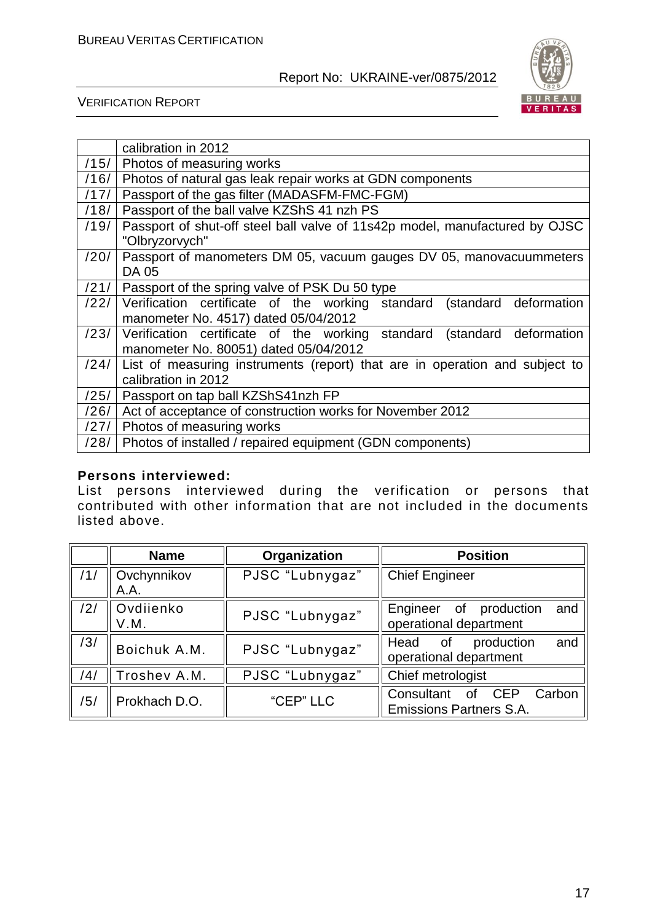| | |
|---|---|
| | calibration in 2012 |
| /15/ | Photos of measuring works |
| /16/ | Photos of natural gas leak repair works at GDN components |
| /17/ | Passport of the gas filter (MADASFM-FMC-FGM) |
| /18/ | Passport of the ball valve KZShS 41 nzh PS |
| /19/ | Passport of shut-off steel ball valve of 11s42p model, manufactured by OJSC "Olbryzorvych" |
| /20/ | Passport of manometers DM 05, vacuum gauges DV 05, manovacuummeters DA 05 |
| /21/ | Passport of the spring valve of PSK Du 50 type |
| /22/ | Verification certificate of the working standard (standard deformation manometer No. 4517) dated 05/04/2012 |
| /23/ | Verification certificate of the working standard (standard deformation manometer No. 80051) dated 05/04/2012 |
| /24/ | List of measuring instruments (report) that are in operation and subject to calibration in 2012 |
| /25/ | Passport on tap ball KZShS41nzh FP |
| /26/ | Act of acceptance of construction works for November 2012 |
| /27/ | Photos of measuring works |
| /28/ | Photos of installed / repaired equipment (GDN components) |

**Persons interviewed:**

List persons interviewed during the verification or persons that contributed with other information that are not included in the documents listed above.

| | Name | Organization | Position |
|---|---|---|---|
| /1/ | Ovchynnikov A.A. | PJSC "Lubnygaz" | Chief Engineer |
| /2/ | Ovdiienko V.M. | PJSC "Lubnygaz" | Engineer of production and operational department |
| /3/ | Boichuk A.M. | PJSC "Lubnygaz" | Head of production and operational department |
| /4/ | Troshev A.M. | PJSC "Lubnygaz" | Chief metrologist |
| /5/ | Prokhach D.O. | "CEP" LLC | Consultant of CEP Carbon Emissions Partners S.A. |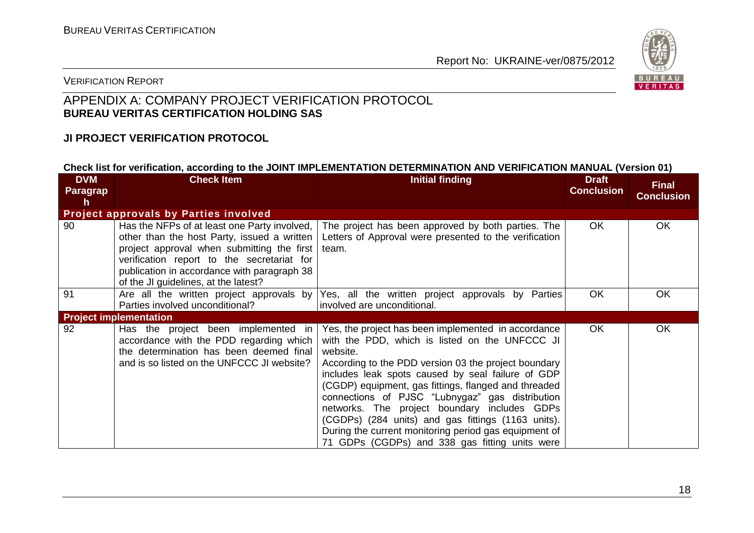## APPENDIX A: COMPANY PROJECT VERIFICATION PROTOCOL

**BUREAU VERITAS CERTIFICATION HOLDING SAS**

### JI PROJECT VERIFICATION PROTOCOL

**Check list for verification, according to the JOINT IMPLEMENTATION DETERMINATION AND VERIFICATION MANUAL (Version 01)**

| DVM Paragraph | Check Item | Initial finding | Draft Conclusion | Final Conclusion |
|---|---|---|---|---|
| **Project approvals by Parties involved** | | | | |
| 90 | Has the NFPs of at least one Party involved, other than the host Party, issued a written project approval when submitting the first verification report to the secretariat for publication in accordance with paragraph 38 of the JI guidelines, at the latest? | The project has been approved by both parties. The Letters of Approval were presented to the verification team. | OK | OK |
| 91 | Are all the written project approvals by Parties involved unconditional? | Yes, all the written project approvals by Parties involved are unconditional. | OK | OK |
| **Project implementation** | | | | |
| 92 | Has the project been implemented in accordance with the PDD regarding which the determination has been deemed final and is so listed on the UNFCCC JI website? | Yes, the project has been implemented in accordance with the PDD, which is listed on the UNFCCC JI website.<br>According to the PDD version 03 the project boundary includes leak spots caused by seal failure of GDP (CGDP) equipment, gas fittings, flanged and threaded connections of PJSC "Lubnygaz" gas distribution networks. The project boundary includes GDPs (CGDPs) (284 units) and gas fittings (1163 units). During the current monitoring period gas equipment of 71 GDPs (CGDPs) and 338 gas fitting units were | OK | OK |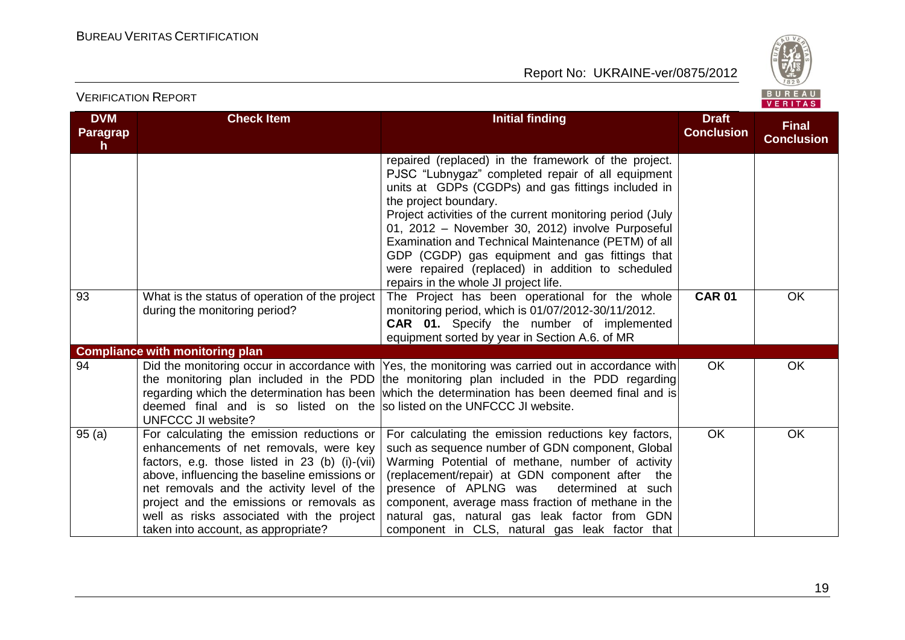| DVM Paragraph | Check Item | Initial finding | Draft Conclusion | Final Conclusion |
|---|---|---|---|---|
| | | repaired (replaced) in the framework of the project. PJSC "Lubnygaz" completed repair of all equipment units at GDPs (CGDPs) and gas fittings included in the project boundary.<br>Project activities of the current monitoring period (July 01, 2012 – November 30, 2012) involve Purposeful Examination and Technical Maintenance (PETM) of all GDP (CGDP) gas equipment and gas fittings that were repaired (replaced) in addition to scheduled repairs in the whole JI project life. | | |
| 93 | What is the status of operation of the project during the monitoring period? | The Project has been operational for the whole monitoring period, which is 01/07/2012-30/11/2012.<br>**CAR 01.** Specify the number of implemented equipment sorted by year in Section A.6. of MR | **CAR 01** | OK |
| **Compliance with monitoring plan** | | | | |
| 94 | Did the monitoring occur in accordance with the monitoring plan included in the PDD regarding which the determination has been deemed final and is so listed on the UNFCCC JI website? | Yes, the monitoring was carried out in accordance with the monitoring plan included in the PDD regarding which the determination has been deemed final and is so listed on the UNFCCC JI website. | OK | OK |
| 95 (a) | For calculating the emission reductions or enhancements of net removals, were key factors, e.g. those listed in 23 (b) (i)-(vii) above, influencing the baseline emissions or net removals and the activity level of the project and the emissions or removals as well as risks associated with the project taken into account, as appropriate? | For calculating the emission reductions key factors, such as sequence number of GDN component, Global Warming Potential of methane, number of activity (replacement/repair) at GDN component after the presence of APLNG was determined at such component, average mass fraction of methane in the natural gas, natural gas leak factor from GDN component in CLS, natural gas leak factor that | OK | OK |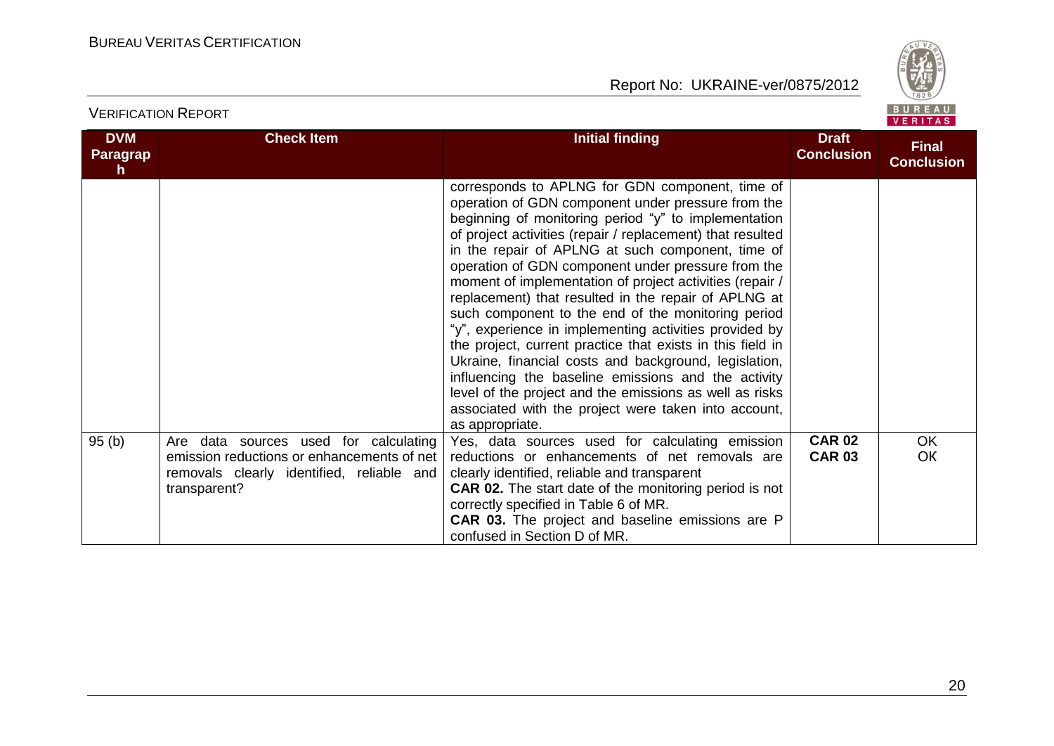| DVM Paragraph | Check Item | Initial finding | Draft Conclusion | Final Conclusion |
|---|---|---|---|---|
| | | corresponds to APLNG for GDN component, time of operation of GDN component under pressure from the beginning of monitoring period "y" to implementation of project activities (repair / replacement) that resulted in the repair of APLNG at such component, time of operation of GDN component under pressure from the moment of implementation of project activities (repair / replacement) that resulted in the repair of APLNG at such component to the end of the monitoring period "y", experience in implementing activities provided by the project, current practice that exists in this field in Ukraine, financial costs and background, legislation, influencing the baseline emissions and the activity level of the project and the emissions as well as risks associated with the project were taken into account, as appropriate. | | |
| 95 (b) | Are data sources used for calculating emission reductions or enhancements of net removals clearly identified, reliable and transparent? | Yes, data sources used for calculating emission reductions or enhancements of net removals are clearly identified, reliable and transparent<br>**CAR 02.** The start date of the monitoring period is not correctly specified in Table 6 of MR.<br>**CAR 03.** The project and baseline emissions are P confused in Section D of MR. | **CAR 02**<br>**CAR 03** | OK<br>OK |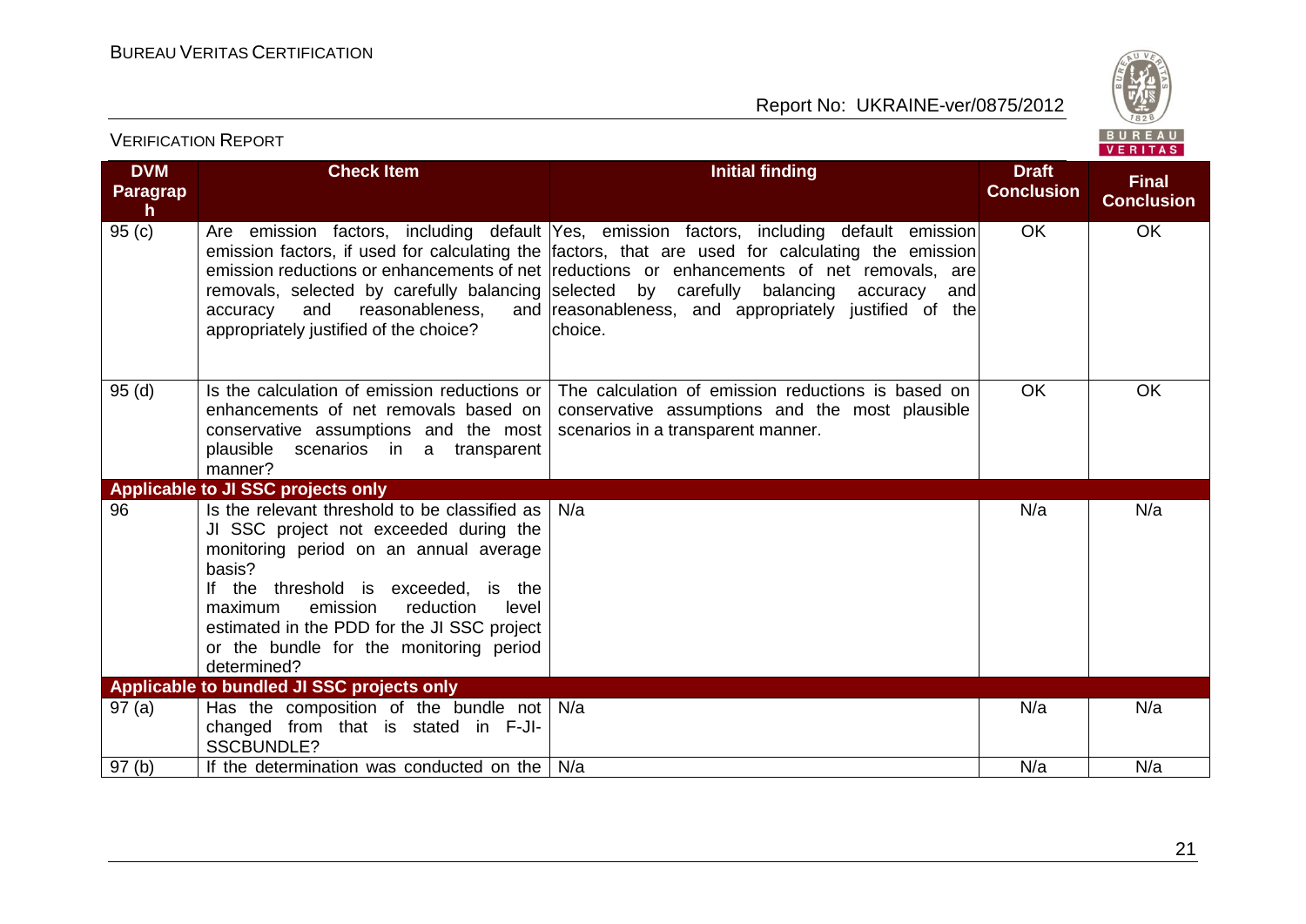| DVM Paragraph | Check Item | Initial finding | Draft Conclusion | Final Conclusion |
|---|---|---|---|---|
| 95 (c) | Are emission factors, including default emission factors, if used for calculating the emission reductions or enhancements of net removals, selected by carefully balancing accuracy and reasonableness, and appropriately justified of the choice? | Yes, emission factors, including default emission factors, that are used for calculating the emission reductions or enhancements of net removals, are selected by carefully balancing accuracy and reasonableness, and appropriately justified of the choice. | OK | OK |
| 95 (d) | Is the calculation of emission reductions or enhancements of net removals based on conservative assumptions and the most plausible scenarios in a transparent manner? | The calculation of emission reductions is based on conservative assumptions and the most plausible scenarios in a transparent manner. | OK | OK |
| **Applicable to JI SSC projects only** | | | | |
| 96 | Is the relevant threshold to be classified as JI SSC project not exceeded during the monitoring period on an annual average basis?<br>If the threshold is exceeded, is the maximum emission reduction level estimated in the PDD for the JI SSC project or the bundle for the monitoring period determined? | N/a | N/a | N/a |
| **Applicable to bundled JI SSC projects only** | | | | |
| 97 (a) | Has the composition of the bundle not changed from that is stated in F-JI-SSCBUNDLE? | N/a | N/a | N/a |
| 97 (b) | If the determination was conducted on the | N/a | N/a | N/a |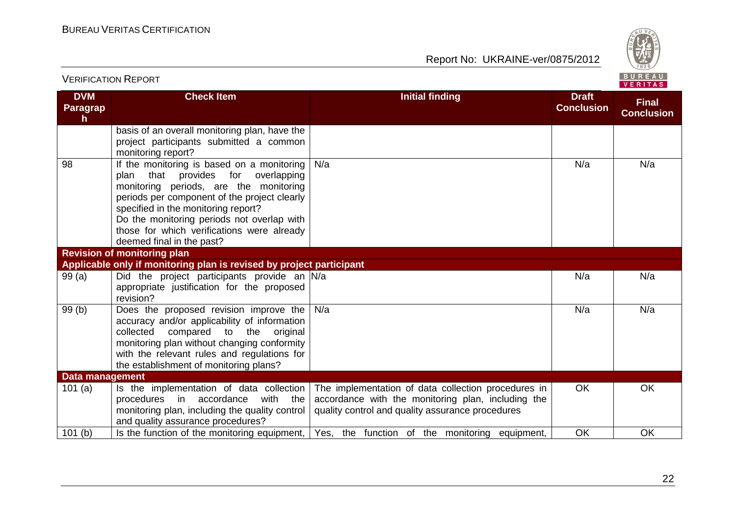| DVM Paragraph | Check Item | Initial finding | Draft Conclusion | Final Conclusion |
|---|---|---|---|---|
| | basis of an overall monitoring plan, have the project participants submitted a common monitoring report? | | | |
| 98 | If the monitoring is based on a monitoring plan that provides for overlapping monitoring periods, are the monitoring periods per component of the project clearly specified in the monitoring report? Do the monitoring periods not overlap with those for which verifications were already deemed final in the past? | N/a | N/a | N/a |
| **Revision of monitoring plan** | | | | |
| **Applicable only if monitoring plan is revised by project participant** | | | | |
| 99 (a) | Did the project participants provide an appropriate justification for the proposed revision? | N/a | N/a | N/a |
| 99 (b) | Does the proposed revision improve the accuracy and/or applicability of information collected compared to the original monitoring plan without changing conformity with the relevant rules and regulations for the establishment of monitoring plans? | N/a | N/a | N/a |
| **Data management** | | | | |
| 101 (a) | Is the implementation of data collection procedures in accordance with the monitoring plan, including the quality control and quality assurance procedures? | The implementation of data collection procedures in accordance with the monitoring plan, including the quality control and quality assurance procedures | OK | OK |
| 101 (b) | Is the function of the monitoring equipment, | Yes, the function of the monitoring equipment, | OK | OK |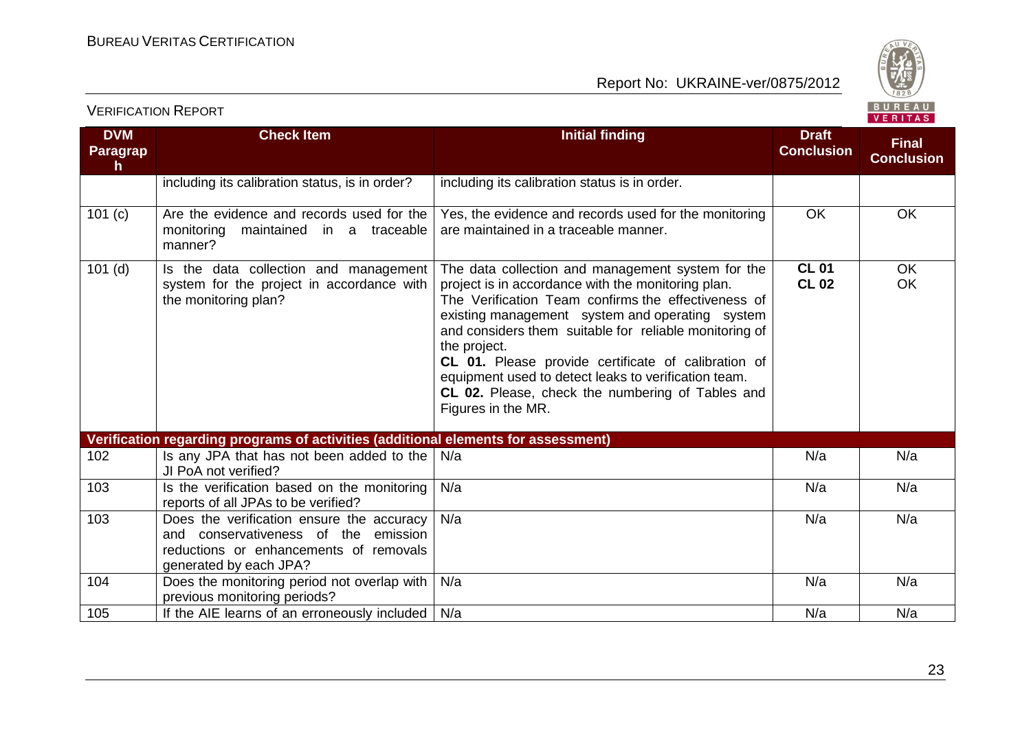| DVM Paragraph | Check Item | Initial finding | Draft Conclusion | Final Conclusion |
|---|---|---|---|---|
| | including its calibration status, is in order? | including its calibration status is in order. | | |
| 101 (c) | Are the evidence and records used for the monitoring maintained in a traceable manner? | Yes, the evidence and records used for the monitoring are maintained in a traceable manner. | OK | OK |
| 101 (d) | Is the data collection and management system for the project in accordance with the monitoring plan? | The data collection and management system for the project is in accordance with the monitoring plan.<br>The Verification Team confirms the effectiveness of existing management system and operating system and considers them suitable for reliable monitoring of the project.<br>**CL 01.** Please provide certificate of calibration of equipment used to detect leaks to verification team.<br>**CL 02.** Please, check the numbering of Tables and Figures in the MR. | **CL 01**<br>**CL 02** | OK<br>OK |
| **Verification regarding programs of activities (additional elements for assessment)** | | | | |
| 102 | Is any JPA that has not been added to the JI PoA not verified? | N/a | N/a | N/a |
| 103 | Is the verification based on the monitoring reports of all JPAs to be verified? | N/a | N/a | N/a |
| 103 | Does the verification ensure the accuracy and conservativeness of the emission reductions or enhancements of removals generated by each JPA? | N/a | N/a | N/a |
| 104 | Does the monitoring period not overlap with previous monitoring periods? | N/a | N/a | N/a |
| 105 | If the AIE learns of an erroneously included | N/a | N/a | N/a |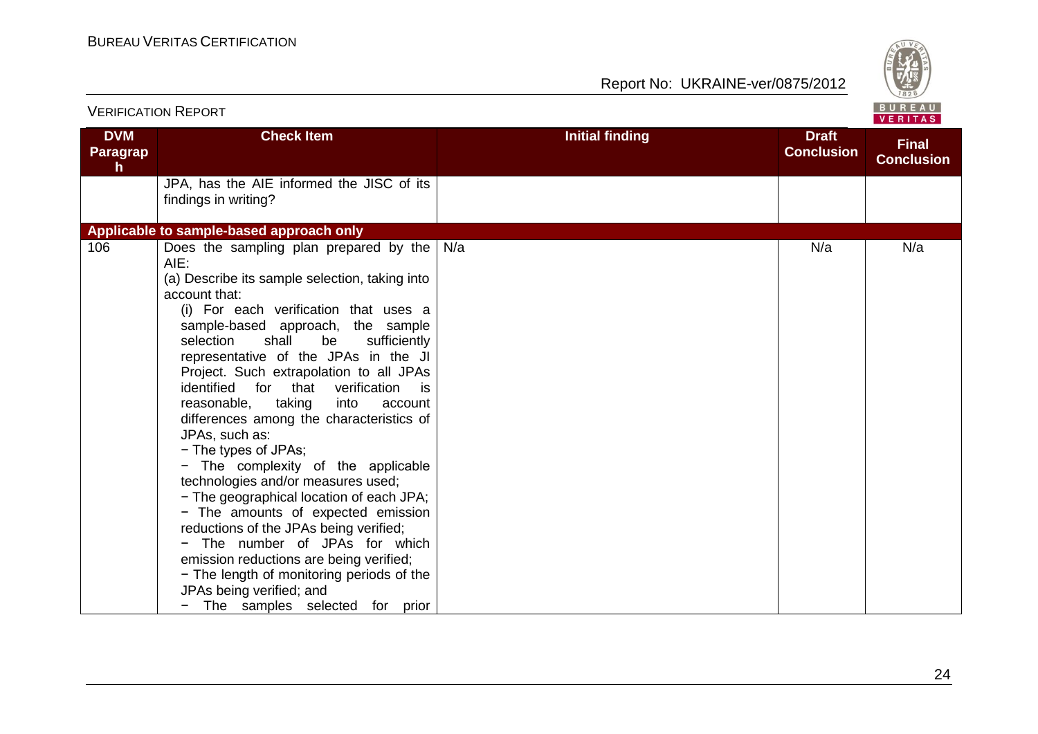| DVM Paragraph | Check Item | Initial finding | Draft Conclusion | Final Conclusion |
|---|---|---|---|---|
| | JPA, has the AIE informed the JISC of its findings in writing? | | | |
| **Applicable to sample-based approach only** | | | | |
| 106 | Does the sampling plan prepared by the AIE:<br>(a) Describe its sample selection, taking into account that:<br>(i) For each verification that uses a sample-based approach, the sample selection shall be sufficiently representative of the JPAs in the JI Project. Such extrapolation to all JPAs identified for that verification is reasonable, taking into account differences among the characteristics of JPAs, such as:<br>− The types of JPAs;<br>− The complexity of the applicable technologies and/or measures used;<br>− The geographical location of each JPA;<br>− The amounts of expected emission reductions of the JPAs being verified;<br>− The number of JPAs for which emission reductions are being verified;<br>− The length of monitoring periods of the JPAs being verified; and<br>− The samples selected for prior | N/a | N/a | N/a |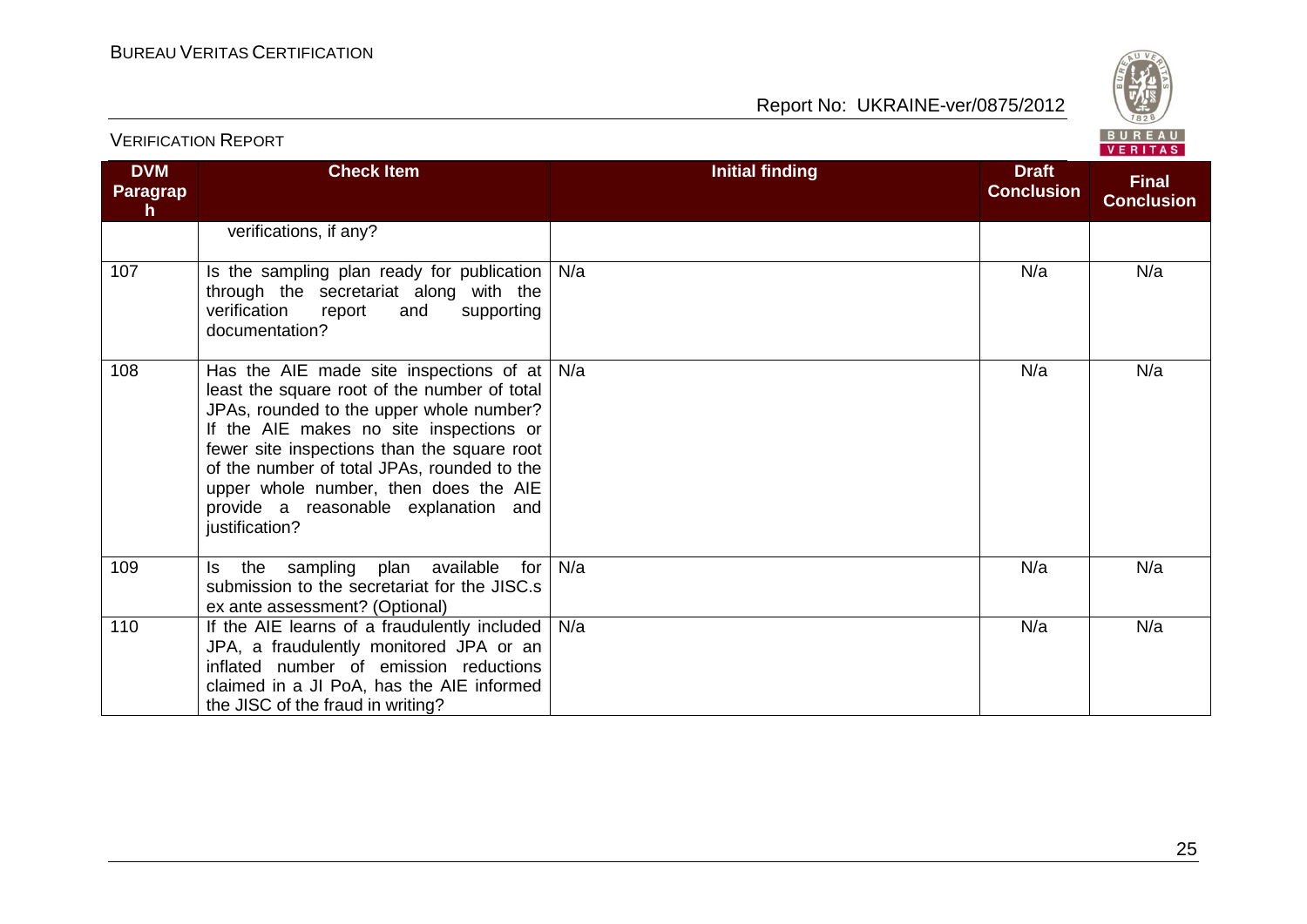| DVM Paragraph | Check Item | Initial finding | Draft Conclusion | Final Conclusion |
|---|---|---|---|---|
| | verifications, if any? | | | |
| 107 | Is the sampling plan ready for publication through the secretariat along with the verification report and supporting documentation? | N/a | N/a | N/a |
| 108 | Has the AIE made site inspections of at least the square root of the number of total JPAs, rounded to the upper whole number? If the AIE makes no site inspections or fewer site inspections than the square root of the number of total JPAs, rounded to the upper whole number, then does the AIE provide a reasonable explanation and justification? | N/a | N/a | N/a |
| 109 | Is the sampling plan available for submission to the secretariat for the JISC.s ex ante assessment? (Optional) | N/a | N/a | N/a |
| 110 | If the AIE learns of a fraudulently included JPA, a fraudulently monitored JPA or an inflated number of emission reductions claimed in a JI PoA, has the AIE informed the JISC of the fraud in writing? | N/a | N/a | N/a |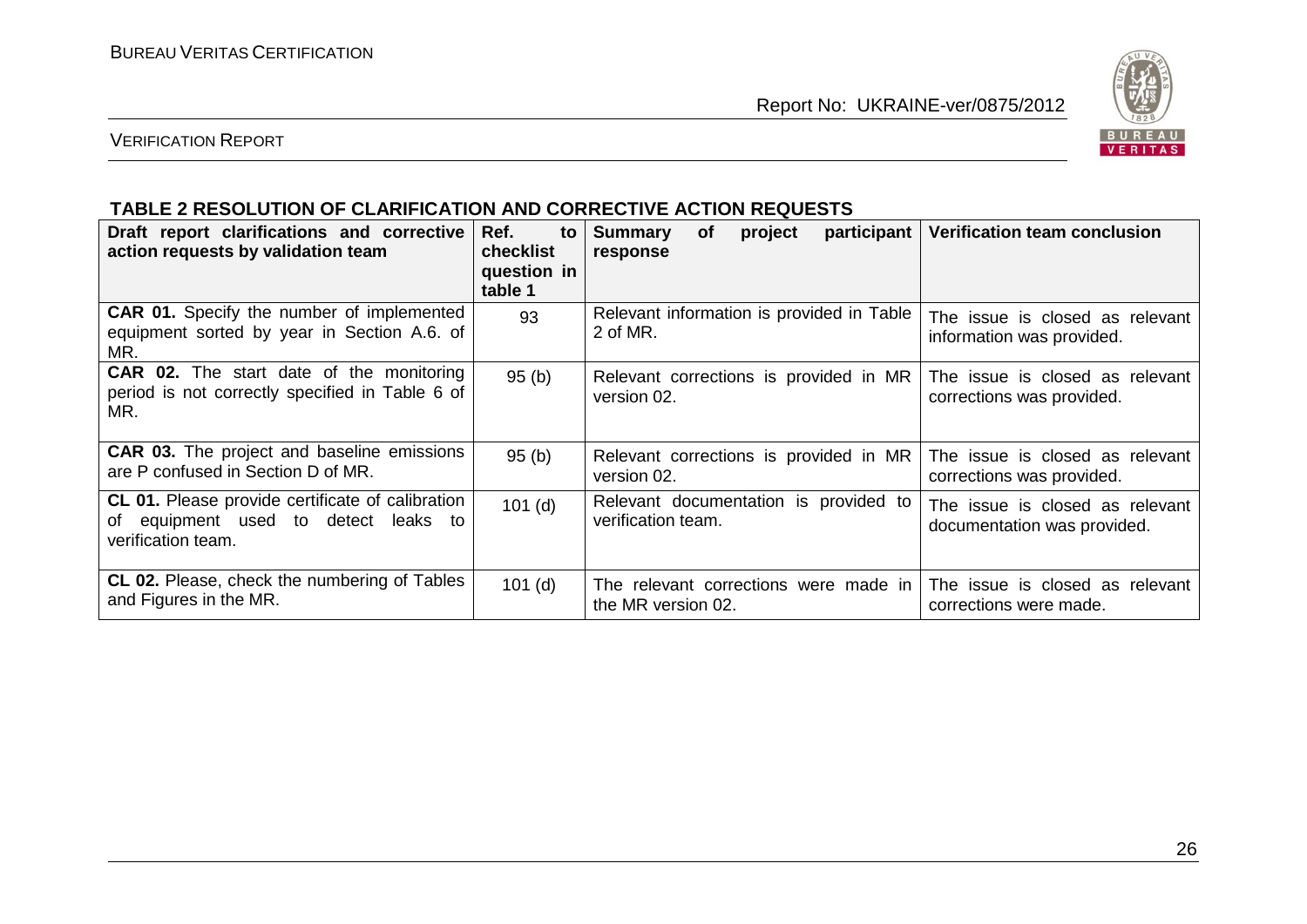## TABLE 2 RESOLUTION OF CLARIFICATION AND CORRECTIVE ACTION REQUESTS

| Draft report clarifications and corrective action requests by validation team | Ref. to checklist question in table 1 | Summary of project participant response | Verification team conclusion |
|---|---|---|---|
| **CAR 01.** Specify the number of implemented equipment sorted by year in Section A.6. of MR. | 93 | Relevant information is provided in Table 2 of MR. | The issue is closed as relevant information was provided. |
| **CAR 02.** The start date of the monitoring period is not correctly specified in Table 6 of MR. | 95 (b) | Relevant corrections is provided in MR version 02. | The issue is closed as relevant corrections was provided. |
| **CAR 03.** The project and baseline emissions are P confused in Section D of MR. | 95 (b) | Relevant corrections is provided in MR version 02. | The issue is closed as relevant corrections was provided. |
| **CL 01.** Please provide certificate of calibration of equipment used to detect leaks to verification team. | 101 (d) | Relevant documentation is provided to verification team. | The issue is closed as relevant documentation was provided. |
| **CL 02.** Please, check the numbering of Tables and Figures in the MR. | 101 (d) | The relevant corrections were made in the MR version 02. | The issue is closed as relevant corrections were made. |